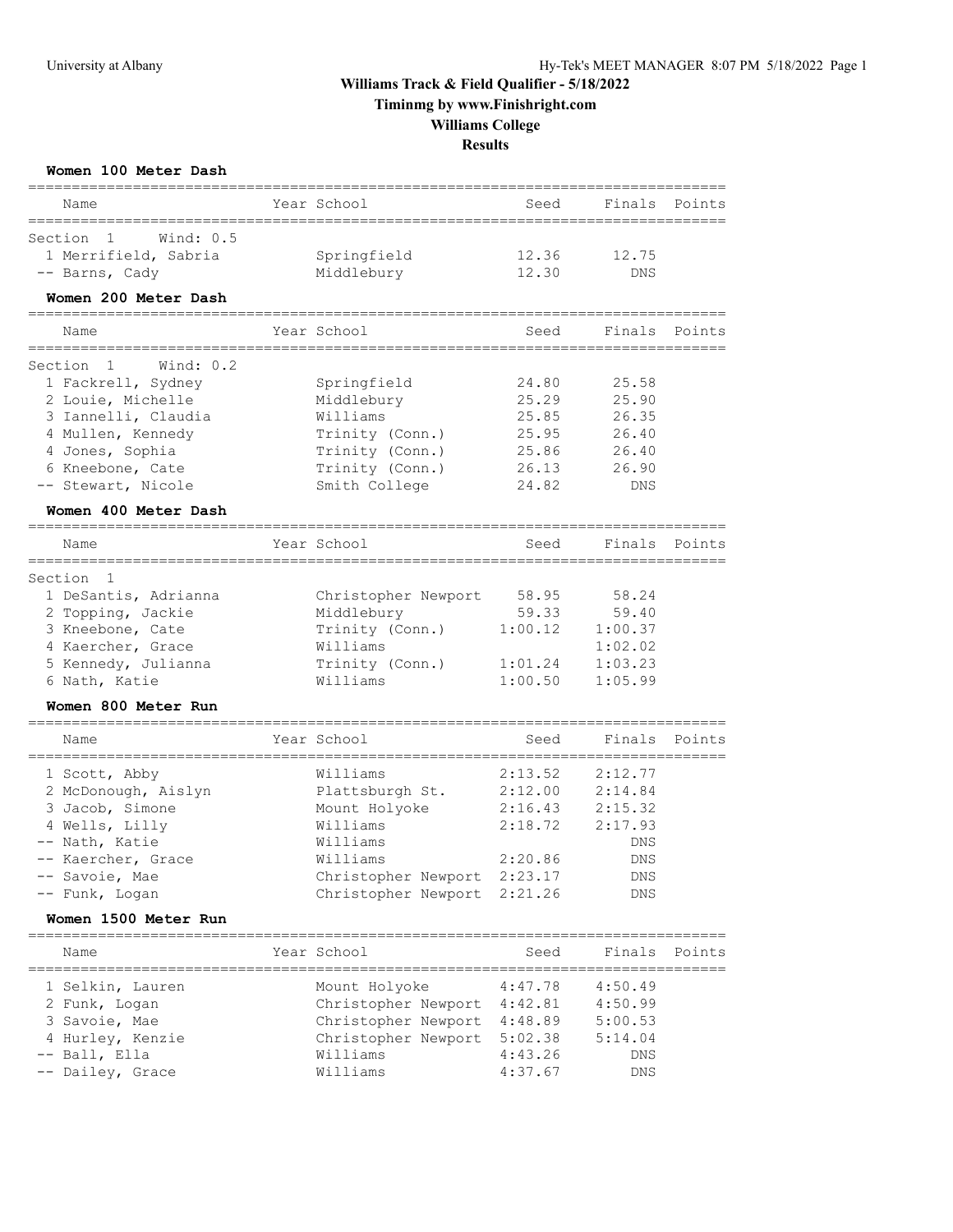# Williams Track & Field Qualifier - 5/18/2022

**Timinmg by www.Finishright.com**

**Williams College**

**Results**

### Women 100 Meter Dash

Section 1 Wind: 0.5

| Place | Name | Year | School | Seed | Finals | Points |
|---|---|---|---|---|---|---|
| 1 | Merrifield, Sabria | | Springfield | 12.36 | 12.75 | |
| -- | Barns, Cady | | Middlebury | 12.30 | DNS | |

### Women 200 Meter Dash

Section 1 Wind: 0.2

| Place | Name | Year | School | Seed | Finals | Points |
|---|---|---|---|---|---|---|
| 1 | Fackrell, Sydney | | Springfield | 24.80 | 25.58 | |
| 2 | Louie, Michelle | | Middlebury | 25.29 | 25.90 | |
| 3 | Iannelli, Claudia | | Williams | 25.85 | 26.35 | |
| 4 | Mullen, Kennedy | | Trinity (Conn.) | 25.95 | 26.40 | |
| 4 | Jones, Sophia | | Trinity (Conn.) | 25.86 | 26.40 | |
| 6 | Kneebone, Cate | | Trinity (Conn.) | 26.13 | 26.90 | |
| -- | Stewart, Nicole | | Smith College | 24.82 | DNS | |

### Women 400 Meter Dash

Section 1

| Place | Name | Year | School | Seed | Finals | Points |
|---|---|---|---|---|---|---|
| 1 | DeSantis, Adrianna | | Christopher Newport | 58.95 | 58.24 | |
| 2 | Topping, Jackie | | Middlebury | 59.33 | 59.40 | |
| 3 | Kneebone, Cate | | Trinity (Conn.) | 1:00.12 | 1:00.37 | |
| 4 | Kaercher, Grace | | Williams | | 1:02.02 | |
| 5 | Kennedy, Julianna | | Trinity (Conn.) | 1:01.24 | 1:03.23 | |
| 6 | Nath, Katie | | Williams | 1:00.50 | 1:05.99 | |

### Women 800 Meter Run

| Place | Name | Year | School | Seed | Finals | Points |
|---|---|---|---|---|---|---|
| 1 | Scott, Abby | | Williams | 2:13.52 | 2:12.77 | |
| 2 | McDonough, Aislyn | | Plattsburgh St. | 2:12.00 | 2:14.84 | |
| 3 | Jacob, Simone | | Mount Holyoke | 2:16.43 | 2:15.32 | |
| 4 | Wells, Lilly | | Williams | 2:18.72 | 2:17.93 | |
| -- | Nath, Katie | | Williams | | DNS | |
| -- | Kaercher, Grace | | Williams | 2:20.86 | DNS | |
| -- | Savoie, Mae | | Christopher Newport | 2:23.17 | DNS | |
| -- | Funk, Logan | | Christopher Newport | 2:21.26 | DNS | |

### Women 1500 Meter Run

| Place | Name | Year | School | Seed | Finals | Points |
|---|---|---|---|---|---|---|
| 1 | Selkin, Lauren | | Mount Holyoke | 4:47.78 | 4:50.49 | |
| 2 | Funk, Logan | | Christopher Newport | 4:42.81 | 4:50.99 | |
| 3 | Savoie, Mae | | Christopher Newport | 4:48.89 | 5:00.53 | |
| 4 | Hurley, Kenzie | | Christopher Newport | 5:02.38 | 5:14.04 | |
| -- | Ball, Ella | | Williams | 4:43.26 | DNS | |
| -- | Dailey, Grace | | Williams | 4:37.67 | DNS | |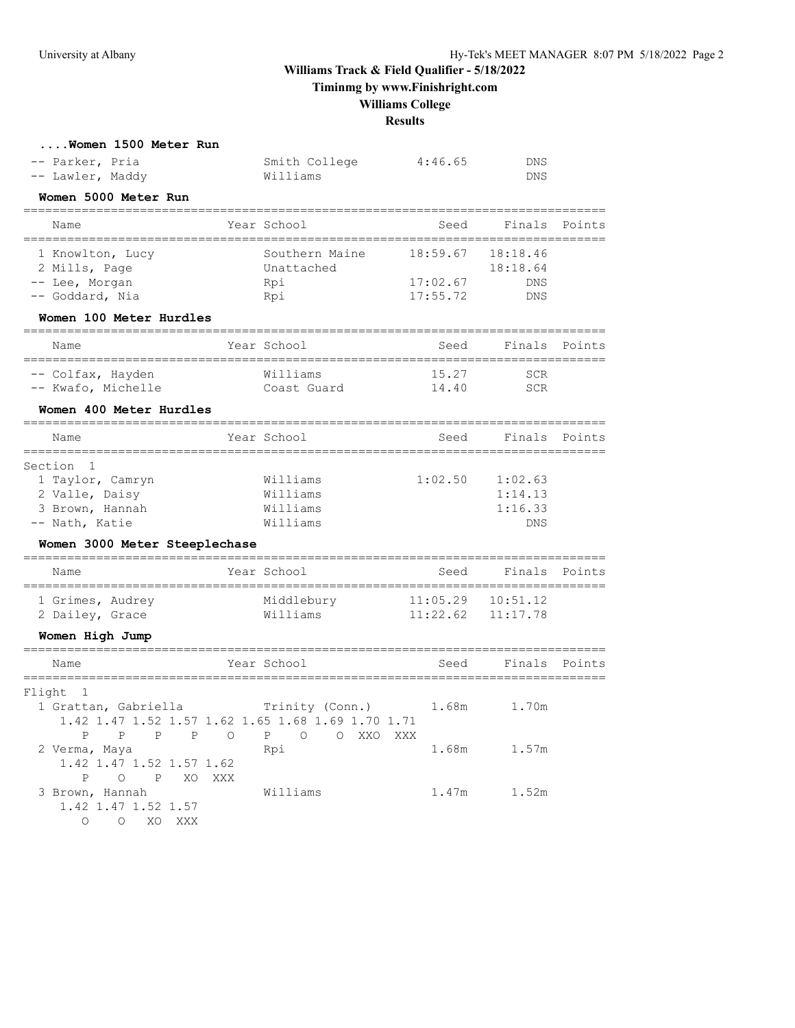**Williams Track & Field Qualifier - 5/18/2022**

**Timinmg by www.Finishright.com**

**Williams College**

**Results**

### ....Women 1500 Meter Run

| Name | Year School | Seed | Finals | Points |
|---|---|---|---|---|
| -- Parker, Pria | Smith College | 4:46.65 | DNS | |
| -- Lawler, Maddy | Williams | | DNS | |

### Women 5000 Meter Run

| Name | Year School | Seed | Finals | Points |
|---|---|---|---|---|
| 1 Knowlton, Lucy | Southern Maine | 18:59.67 | 18:18.46 | |
| 2 Mills, Page | Unattached | | 18:18.64 | |
| -- Lee, Morgan | Rpi | 17:02.67 | DNS | |
| -- Goddard, Nia | Rpi | 17:55.72 | DNS | |

### Women 100 Meter Hurdles

| Name | Year School | Seed | Finals | Points |
|---|---|---|---|---|
| -- Colfax, Hayden | Williams | 15.27 | SCR | |
| -- Kwafo, Michelle | Coast Guard | 14.40 | SCR | |

### Women 400 Meter Hurdles

| Name | Year School | Seed | Finals | Points |
|---|---|---|---|---|
| Section 1 | | | | |
| 1 Taylor, Camryn | Williams | 1:02.50 | 1:02.63 | |
| 2 Valle, Daisy | Williams | | 1:14.13 | |
| 3 Brown, Hannah | Williams | | 1:16.33 | |
| -- Nath, Katie | Williams | | DNS | |

### Women 3000 Meter Steeplechase

| Name | Year School | Seed | Finals | Points |
|---|---|---|---|---|
| 1 Grimes, Audrey | Middlebury | 11:05.29 | 10:51.12 | |
| 2 Dailey, Grace | Williams | 11:22.62 | 11:17.78 | |

### Women High Jump

| Name | Year School | Seed | Finals | Points |
|---|---|---|---|---|
| Flight 1 | | | | |
| 1 Grattan, Gabriella | Trinity (Conn.) | 1.68m | 1.70m | |
| 1.42 1.47 1.52 1.57 1.62 1.65 1.68 1.69 1.70 1.71 | | | | |
| P P P P O P O O XXO XXX | | | | |
| 2 Verma, Maya | Rpi | 1.68m | 1.57m | |
| 1.42 1.47 1.52 1.57 1.62 | | | | |
| P O P XO XXX | | | | |
| 3 Brown, Hannah | Williams | 1.47m | 1.52m | |
| 1.42 1.47 1.52 1.57 | | | | |
| O O XO XXX | | | | |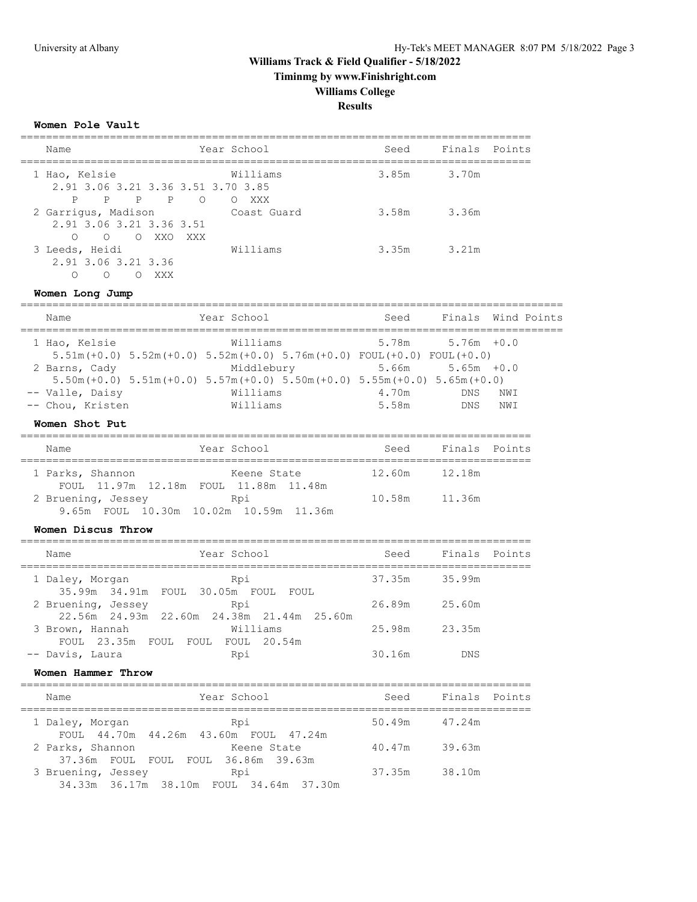# Williams Track & Field Qualifier - 5/18/2022

## Timinmg by www.Finishright.com

## Williams College

## Results

### Women Pole Vault

| Name | Year School | Seed | Finals | Points |
|---|---|---|---|---|
| 1 Hao, Kelsie | Williams | 3.85m | 3.70m | |
| 2.91 3.06 3.21 3.36 3.51 3.70 3.85 | | | | |
| P P P P O O XXX | | | | |
| 2 Garrigus, Madison | Coast Guard | 3.58m | 3.36m | |
| 2.91 3.06 3.21 3.36 3.51 | | | | |
| O O O XXO XXX | | | | |
| 3 Leeds, Heidi | Williams | 3.35m | 3.21m | |
| 2.91 3.06 3.21 3.36 | | | | |
| O O O XXX | | | | |

### Women Long Jump

| Name | Year School | Seed | Finals | Wind | Points |
|---|---|---|---|---|---|
| 1 Hao, Kelsie | Williams | 5.78m | 5.76m | +0.0 | |
| 5.51m(+0.0) 5.52m(+0.0) 5.52m(+0.0) 5.76m(+0.0) FOUL(+0.0) FOUL(+0.0) | | | | | |
| 2 Barns, Cady | Middlebury | 5.66m | 5.65m | +0.0 | |
| 5.50m(+0.0) 5.51m(+0.0) 5.57m(+0.0) 5.50m(+0.0) 5.55m(+0.0) 5.65m(+0.0) | | | | | |
| -- Valle, Daisy | Williams | 4.70m | DNS | NWI | |
| -- Chou, Kristen | Williams | 5.58m | DNS | NWI | |

### Women Shot Put

| Name | Year School | Seed | Finals | Points |
|---|---|---|---|---|
| 1 Parks, Shannon | Keene State | 12.60m | 12.18m | |
| FOUL 11.97m 12.18m FOUL 11.88m 11.48m | | | | |
| 2 Bruening, Jessey | Rpi | 10.58m | 11.36m | |
| 9.65m FOUL 10.30m 10.02m 10.59m 11.36m | | | | |

### Women Discus Throw

| Name | Year School | Seed | Finals | Points |
|---|---|---|---|---|
| 1 Daley, Morgan | Rpi | 37.35m | 35.99m | |
| 35.99m 34.91m FOUL 30.05m FOUL FOUL | | | | |
| 2 Bruening, Jessey | Rpi | 26.89m | 25.60m | |
| 22.56m 24.93m 22.60m 24.38m 21.44m 25.60m | | | | |
| 3 Brown, Hannah | Williams | 25.98m | 23.35m | |
| FOUL 23.35m FOUL FOUL FOUL 20.54m | | | | |
| -- Davis, Laura | Rpi | 30.16m | DNS | |

### Women Hammer Throw

| Name | Year School | Seed | Finals | Points |
|---|---|---|---|---|
| 1 Daley, Morgan | Rpi | 50.49m | 47.24m | |
| FOUL 44.70m 44.26m 43.60m FOUL 47.24m | | | | |
| 2 Parks, Shannon | Keene State | 40.47m | 39.63m | |
| 37.36m FOUL FOUL FOUL 36.86m 39.63m | | | | |
| 3 Bruening, Jessey | Rpi | 37.35m | 38.10m | |
| 34.33m 36.17m 38.10m FOUL 34.64m 37.30m | | | | |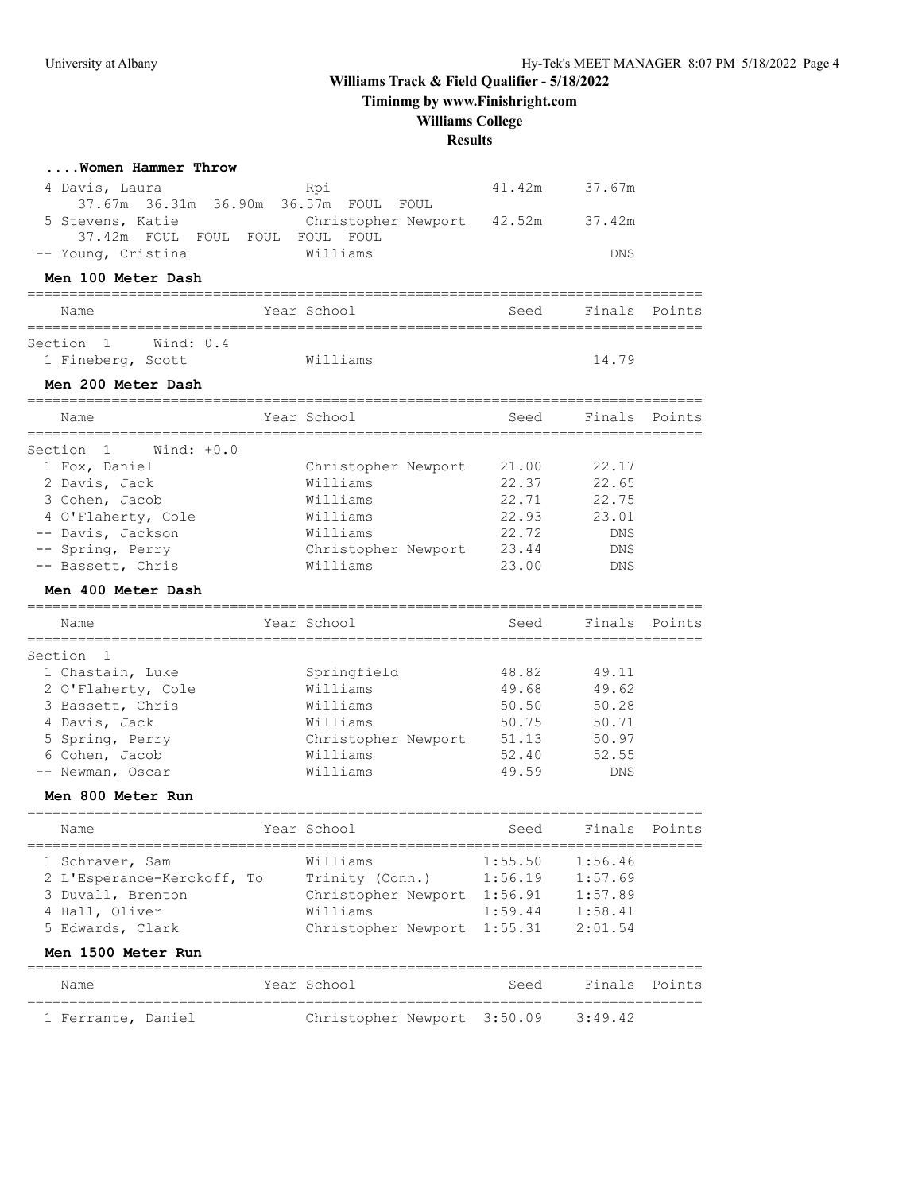# Williams Track & Field Qualifier - 5/18/2022

**Timinmg by www.Finishright.com**

**Williams College**

**Results**

### ....Women Hammer Throw

| Name | School | Seed | Finals |
|---|---|---|---|
| 4 Davis, Laura | Rpi | 41.42m | 37.67m |
| 37.67m 36.31m 36.90m 36.57m FOUL FOUL | | | |
| 5 Stevens, Katie | Christopher Newport | 42.52m | 37.42m |
| 37.42m FOUL FOUL FOUL FOUL FOUL | | | |
| -- Young, Cristina | Williams | | DNS |

### Men 100 Meter Dash

| Name | Year School | Seed | Finals | Points |
|---|---|---|---|---|
| **Section 1 Wind: 0.4** | | | | |
| 1 Fineberg, Scott | Williams | | 14.79 | |

### Men 200 Meter Dash

| Name | Year School | Seed | Finals | Points |
|---|---|---|---|---|
| **Section 1 Wind: +0.0** | | | | |
| 1 Fox, Daniel | Christopher Newport | 21.00 | 22.17 | |
| 2 Davis, Jack | Williams | 22.37 | 22.65 | |
| 3 Cohen, Jacob | Williams | 22.71 | 22.75 | |
| 4 O'Flaherty, Cole | Williams | 22.93 | 23.01 | |
| -- Davis, Jackson | Williams | 22.72 | DNS | |
| -- Spring, Perry | Christopher Newport | 23.44 | DNS | |
| -- Bassett, Chris | Williams | 23.00 | DNS | |

### Men 400 Meter Dash

| Name | Year School | Seed | Finals | Points |
|---|---|---|---|---|
| **Section 1** | | | | |
| 1 Chastain, Luke | Springfield | 48.82 | 49.11 | |
| 2 O'Flaherty, Cole | Williams | 49.68 | 49.62 | |
| 3 Bassett, Chris | Williams | 50.50 | 50.28 | |
| 4 Davis, Jack | Williams | 50.75 | 50.71 | |
| 5 Spring, Perry | Christopher Newport | 51.13 | 50.97 | |
| 6 Cohen, Jacob | Williams | 52.40 | 52.55 | |
| -- Newman, Oscar | Williams | 49.59 | DNS | |

### Men 800 Meter Run

| Name | Year School | Seed | Finals | Points |
|---|---|---|---|---|
| 1 Schraver, Sam | Williams | 1:55.50 | 1:56.46 | |
| 2 L'Esperance-Kerckoff, To | Trinity (Conn.) | 1:56.19 | 1:57.69 | |
| 3 Duvall, Brenton | Christopher Newport | 1:56.91 | 1:57.89 | |
| 4 Hall, Oliver | Williams | 1:59.44 | 1:58.41 | |
| 5 Edwards, Clark | Christopher Newport | 1:55.31 | 2:01.54 | |

### Men 1500 Meter Run

| Name | Year School | Seed | Finals | Points |
|---|---|---|---|---|
| 1 Ferrante, Daniel | Christopher Newport | 3:50.09 | 3:49.42 | |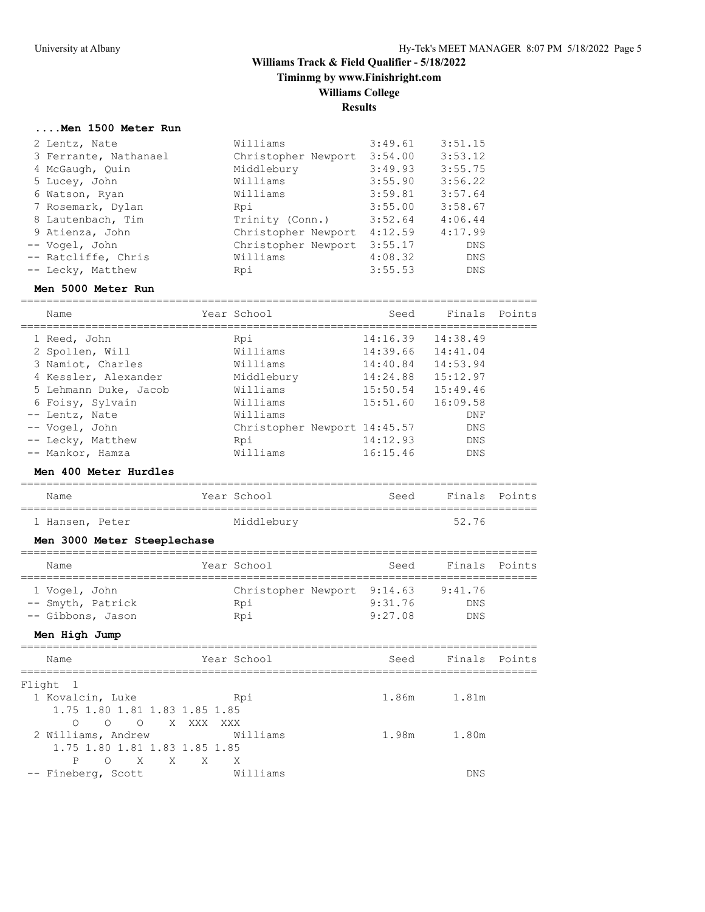# Williams Track & Field Qualifier - 5/18/2022

**Timinmg by www.Finishright.com**

**Williams College**

**Results**

### ....Men 1500 Meter Run

| Name | Year | School | Seed | Finals | Points |
|---|---|---|---|---|---|
| 2 Lentz, Nate | | Williams | 3:49.61 | 3:51.15 | |
| 3 Ferrante, Nathanael | | Christopher Newport | 3:54.00 | 3:53.12 | |
| 4 McGaugh, Quin | | Middlebury | 3:49.93 | 3:55.75 | |
| 5 Lucey, John | | Williams | 3:55.90 | 3:56.22 | |
| 6 Watson, Ryan | | Williams | 3:59.81 | 3:57.64 | |
| 7 Rosemark, Dylan | | Rpi | 3:55.00 | 3:58.67 | |
| 8 Lautenbach, Tim | | Trinity (Conn.) | 3:52.64 | 4:06.44 | |
| 9 Atienza, John | | Christopher Newport | 4:12.59 | 4:17.99 | |
| -- Vogel, John | | Christopher Newport | 3:55.17 | DNS | |
| -- Ratcliffe, Chris | | Williams | 4:08.32 | DNS | |
| -- Lecky, Matthew | | Rpi | 3:55.53 | DNS | |

### Men 5000 Meter Run

| Name | Year | School | Seed | Finals | Points |
|---|---|---|---|---|---|
| 1 Reed, John | | Rpi | 14:16.39 | 14:38.49 | |
| 2 Spollen, Will | | Williams | 14:39.66 | 14:41.04 | |
| 3 Namiot, Charles | | Williams | 14:40.84 | 14:53.94 | |
| 4 Kessler, Alexander | | Middlebury | 14:24.88 | 15:12.97 | |
| 5 Lehmann Duke, Jacob | | Williams | 15:50.54 | 15:49.46 | |
| 6 Foisy, Sylvain | | Williams | 15:51.60 | 16:09.58 | |
| -- Lentz, Nate | | Williams | | DNF | |
| -- Vogel, John | | Christopher Newport | 14:45.57 | DNS | |
| -- Lecky, Matthew | | Rpi | 14:12.93 | DNS | |
| -- Mankor, Hamza | | Williams | 16:15.46 | DNS | |

### Men 400 Meter Hurdles

| Name | Year | School | Seed | Finals | Points |
|---|---|---|---|---|---|
| 1 Hansen, Peter | | Middlebury | | 52.76 | |

### Men 3000 Meter Steeplechase

| Name | Year | School | Seed | Finals | Points |
|---|---|---|---|---|---|
| 1 Vogel, John | | Christopher Newport | 9:14.63 | 9:41.76 | |
| -- Smyth, Patrick | | Rpi | 9:31.76 | DNS | |
| -- Gibbons, Jason | | Rpi | 9:27.08 | DNS | |

### Men High Jump

| Name | Year | School | Seed | Finals | Points |
|---|---|---|---|---|---|
| **Flight 1** | | | | | |
| 1 Kovalcin, Luke | | Rpi | 1.86m | 1.81m | |
| 1.75 1.80 1.81 1.83 1.85 1.85 | | | | | |
| O O O X XXX XXX | | | | | |
| 2 Williams, Andrew | | Williams | 1.98m | 1.80m | |
| 1.75 1.80 1.81 1.83 1.85 1.85 | | | | | |
| P O X X X X | | | | | |
| -- Fineberg, Scott | | Williams | | DNS | |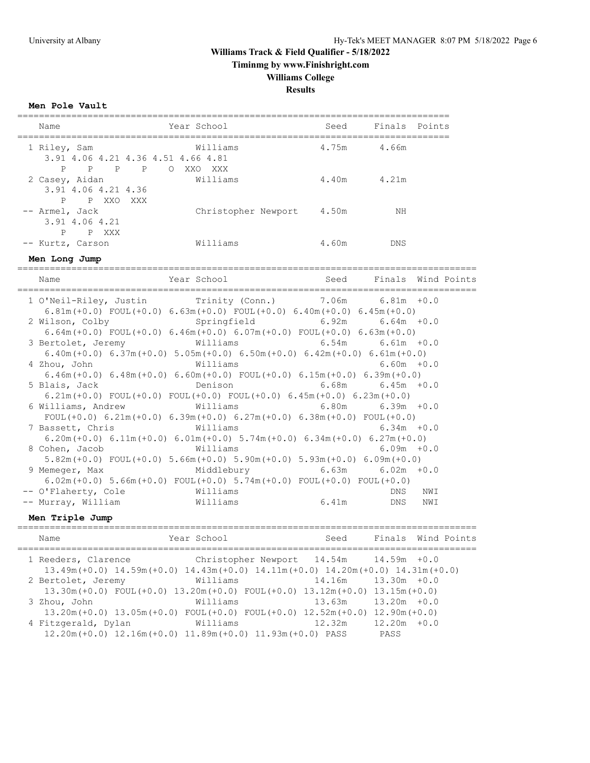# Williams Track & Field Qualifier - 5/18/2022

**Timinmg by www.Finishright.com**

**Williams College**

**Results**

### Men Pole Vault

| Name | Year | School | Seed | Finals | Points |
|---|---|---|---|---|---|
| 1 Riley, Sam | | Williams | 4.75m | 4.66m | |
| 3.91 4.06 4.21 4.36 4.51 4.66 4.81 | | | | | |
| P P P P O XXO XXX | | | | | |
| 2 Casey, Aidan | | Williams | 4.40m | 4.21m | |
| 3.91 4.06 4.21 4.36 | | | | | |
| P P XXO XXX | | | | | |
| -- Armel, Jack | | Christopher Newport | 4.50m | NH | |
| 3.91 4.06 4.21 | | | | | |
| P P XXX | | | | | |
| -- Kurtz, Carson | | Williams | 4.60m | DNS | |

### Men Long Jump

| Name | Year | School | Seed | Finals | Wind | Points |
|---|---|---|---|---|---|---|
| 1 O'Neil-Riley, Justin | | Trinity (Conn.) | 7.06m | 6.81m | +0.0 | |
| 6.81m(+0.0) FOUL(+0.0) 6.63m(+0.0) FOUL(+0.0) 6.40m(+0.0) 6.45m(+0.0) | | | | | | |
| 2 Wilson, Colby | | Springfield | 6.92m | 6.64m | +0.0 | |
| 6.64m(+0.0) FOUL(+0.0) 6.46m(+0.0) 6.07m(+0.0) FOUL(+0.0) 6.63m(+0.0) | | | | | | |
| 3 Bertolet, Jeremy | | Williams | 6.54m | 6.61m | +0.0 | |
| 6.40m(+0.0) 6.37m(+0.0) 5.05m(+0.0) 6.50m(+0.0) 6.42m(+0.0) 6.61m(+0.0) | | | | | | |
| 4 Zhou, John | | Williams | | 6.60m | +0.0 | |
| 6.46m(+0.0) 6.48m(+0.0) 6.60m(+0.0) FOUL(+0.0) 6.15m(+0.0) 6.39m(+0.0) | | | | | | |
| 5 Blais, Jack | | Denison | 6.68m | 6.45m | +0.0 | |
| 6.21m(+0.0) FOUL(+0.0) FOUL(+0.0) FOUL(+0.0) 6.45m(+0.0) 6.23m(+0.0) | | | | | | |
| 6 Williams, Andrew | | Williams | 6.80m | 6.39m | +0.0 | |
| FOUL(+0.0) 6.21m(+0.0) 6.39m(+0.0) 6.27m(+0.0) 6.38m(+0.0) FOUL(+0.0) | | | | | | |
| 7 Bassett, Chris | | Williams | | 6.34m | +0.0 | |
| 6.20m(+0.0) 6.11m(+0.0) 6.01m(+0.0) 5.74m(+0.0) 6.34m(+0.0) 6.27m(+0.0) | | | | | | |
| 8 Cohen, Jacob | | Williams | | 6.09m | +0.0 | |
| 5.82m(+0.0) FOUL(+0.0) 5.66m(+0.0) 5.90m(+0.0) 5.93m(+0.0) 6.09m(+0.0) | | | | | | |
| 9 Memeger, Max | | Middlebury | 6.63m | 6.02m | +0.0 | |
| 6.02m(+0.0) 5.66m(+0.0) FOUL(+0.0) 5.74m(+0.0) FOUL(+0.0) FOUL(+0.0) | | | | | | |
| -- O'Flaherty, Cole | | Williams | | DNS | NWI | |
| -- Murray, William | | Williams | 6.41m | DNS | NWI | |

### Men Triple Jump

| Name | Year | School | Seed | Finals | Wind | Points |
|---|---|---|---|---|---|---|
| 1 Reeders, Clarence | | Christopher Newport | 14.54m | 14.59m | +0.0 | |
| 13.49m(+0.0) 14.59m(+0.0) 14.43m(+0.0) 14.11m(+0.0) 14.20m(+0.0) 14.31m(+0.0) | | | | | | |
| 2 Bertolet, Jeremy | | Williams | 14.16m | 13.30m | +0.0 | |
| 13.30m(+0.0) FOUL(+0.0) 13.20m(+0.0) FOUL(+0.0) 13.12m(+0.0) 13.15m(+0.0) | | | | | | |
| 3 Zhou, John | | Williams | 13.63m | 13.20m | +0.0 | |
| 13.20m(+0.0) 13.05m(+0.0) FOUL(+0.0) FOUL(+0.0) 12.52m(+0.0) 12.90m(+0.0) | | | | | | |
| 4 Fitzgerald, Dylan | | Williams | 12.32m | 12.20m | +0.0 | |
| 12.20m(+0.0) 12.16m(+0.0) 11.89m(+0.0) 11.93m(+0.0) PASS PASS | | | | | | |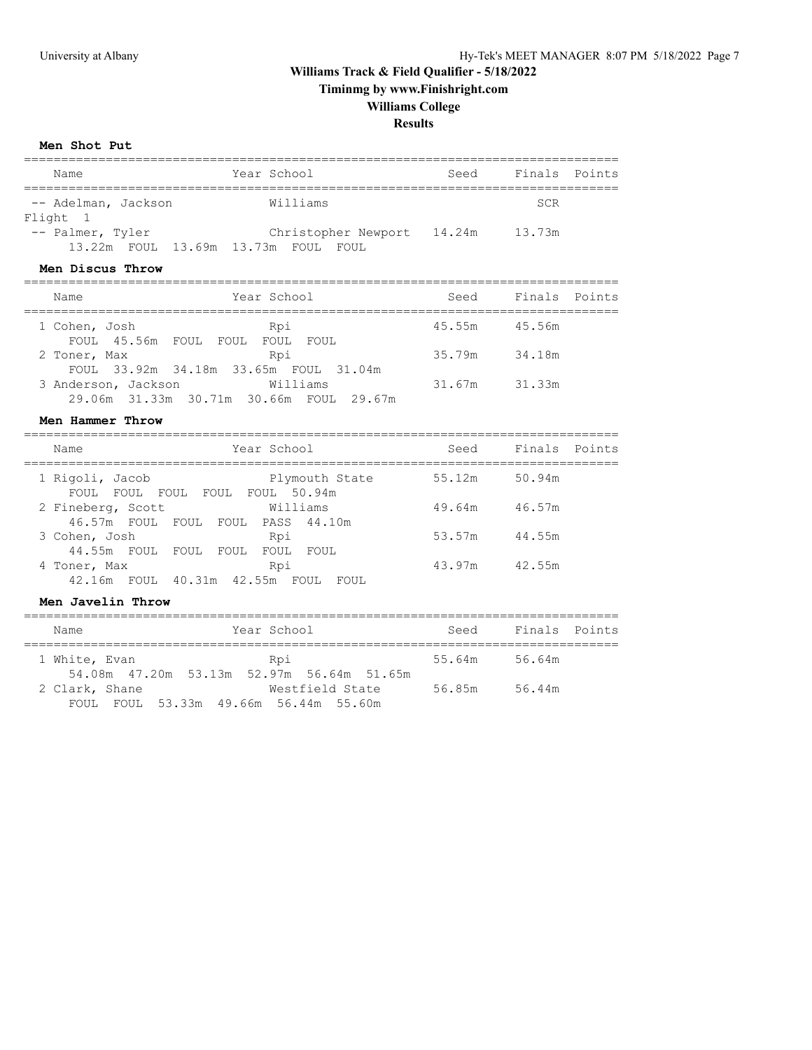# Williams Track & Field Qualifier - 5/18/2022

**Timinmg by www.Finishright.com**

**Williams College**

**Results**

### Men Shot Put

| Name | Year | School | Seed | Finals | Points |
|---|---|---|---|---|---|
| -- Adelman, Jackson | | Williams | | SCR | |
| Flight 1 | | | | | |
| -- Palmer, Tyler | | Christopher Newport | 14.24m | 13.73m | |
| 13.22m FOUL 13.69m 13.73m FOUL FOUL | | | | | |

### Men Discus Throw

| Name | Year | School | Seed | Finals | Points |
|---|---|---|---|---|---|
| 1 Cohen, Josh | | Rpi | 45.55m | 45.56m | |
| FOUL 45.56m FOUL FOUL FOUL FOUL | | | | | |
| 2 Toner, Max | | Rpi | 35.79m | 34.18m | |
| FOUL 33.92m 34.18m 33.65m FOUL 31.04m | | | | | |
| 3 Anderson, Jackson | | Williams | 31.67m | 31.33m | |
| 29.06m 31.33m 30.71m 30.66m FOUL 29.67m | | | | | |

### Men Hammer Throw

| Name | Year | School | Seed | Finals | Points |
|---|---|---|---|---|---|
| 1 Rigoli, Jacob | | Plymouth State | 55.12m | 50.94m | |
| FOUL FOUL FOUL FOUL FOUL 50.94m | | | | | |
| 2 Fineberg, Scott | | Williams | 49.64m | 46.57m | |
| 46.57m FOUL FOUL FOUL PASS 44.10m | | | | | |
| 3 Cohen, Josh | | Rpi | 53.57m | 44.55m | |
| 44.55m FOUL FOUL FOUL FOUL FOUL | | | | | |
| 4 Toner, Max | | Rpi | 43.97m | 42.55m | |
| 42.16m FOUL 40.31m 42.55m FOUL FOUL | | | | | |

### Men Javelin Throw

| Name | Year | School | Seed | Finals | Points |
|---|---|---|---|---|---|
| 1 White, Evan | | Rpi | 55.64m | 56.64m | |
| 54.08m 47.20m 53.13m 52.97m 56.64m 51.65m | | | | | |
| 2 Clark, Shane | | Westfield State | 56.85m | 56.44m | |
| FOUL FOUL 53.33m 49.66m 56.44m 55.60m | | | | | |